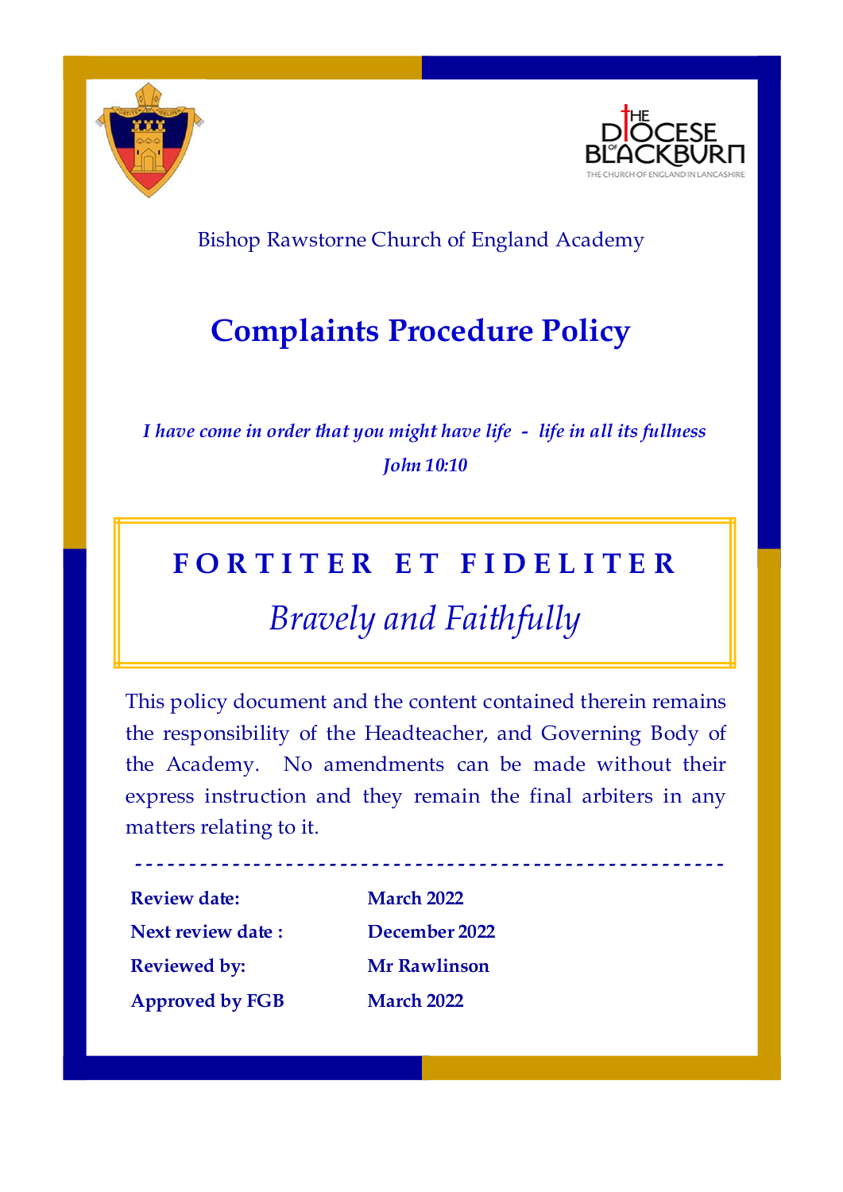Bishop Rawstorne Church of England Academy

# Complaints Procedure Policy

*I have come in order that you might have life - life in all its fullness*

*John 10:10*

**FORTITER ET FIDELITER**

*Bravely and Faithfully*

This policy document and the content contained therein remains the responsibility of the Headteacher, and Governing Body of the Academy. No amendments can be made without their express instruction and they remain the final arbiters in any matters relating to it.

| | |
|---|---|
| **Review date:** | **March 2022** |
| **Next review date :** | **December 2022** |
| **Reviewed by:** | **Mr Rawlinson** |
| **Approved by FGB** | **March 2022** |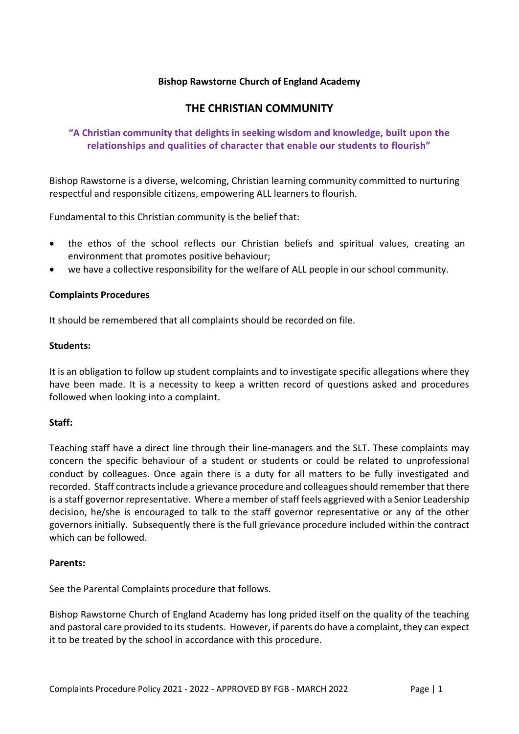**Bishop Rawstorne Church of England Academy**

## THE CHRISTIAN COMMUNITY

**"A Christian community that delights in seeking wisdom and knowledge, built upon the relationships and qualities of character that enable our students to flourish"**

Bishop Rawstorne is a diverse, welcoming, Christian learning community committed to nurturing respectful and responsible citizens, empowering ALL learners to flourish.

Fundamental to this Christian community is the belief that:

- the ethos of the school reflects our Christian beliefs and spiritual values, creating an environment that promotes positive behaviour;
- we have a collective responsibility for the welfare of ALL people in our school community.

**Complaints Procedures**

It should be remembered that all complaints should be recorded on file.

**Students:**

It is an obligation to follow up student complaints and to investigate specific allegations where they have been made. It is a necessity to keep a written record of questions asked and procedures followed when looking into a complaint.

**Staff:**

Teaching staff have a direct line through their line-managers and the SLT. These complaints may concern the specific behaviour of a student or students or could be related to unprofessional conduct by colleagues. Once again there is a duty for all matters to be fully investigated and recorded. Staff contracts include a grievance procedure and colleagues should remember that there is a staff governor representative. Where a member of staff feels aggrieved with a Senior Leadership decision, he/she is encouraged to talk to the staff governor representative or any of the other governors initially. Subsequently there is the full grievance procedure included within the contract which can be followed.

**Parents:**

See the Parental Complaints procedure that follows.

Bishop Rawstorne Church of England Academy has long prided itself on the quality of the teaching and pastoral care provided to its students. However, if parents do have a complaint, they can expect it to be treated by the school in accordance with this procedure.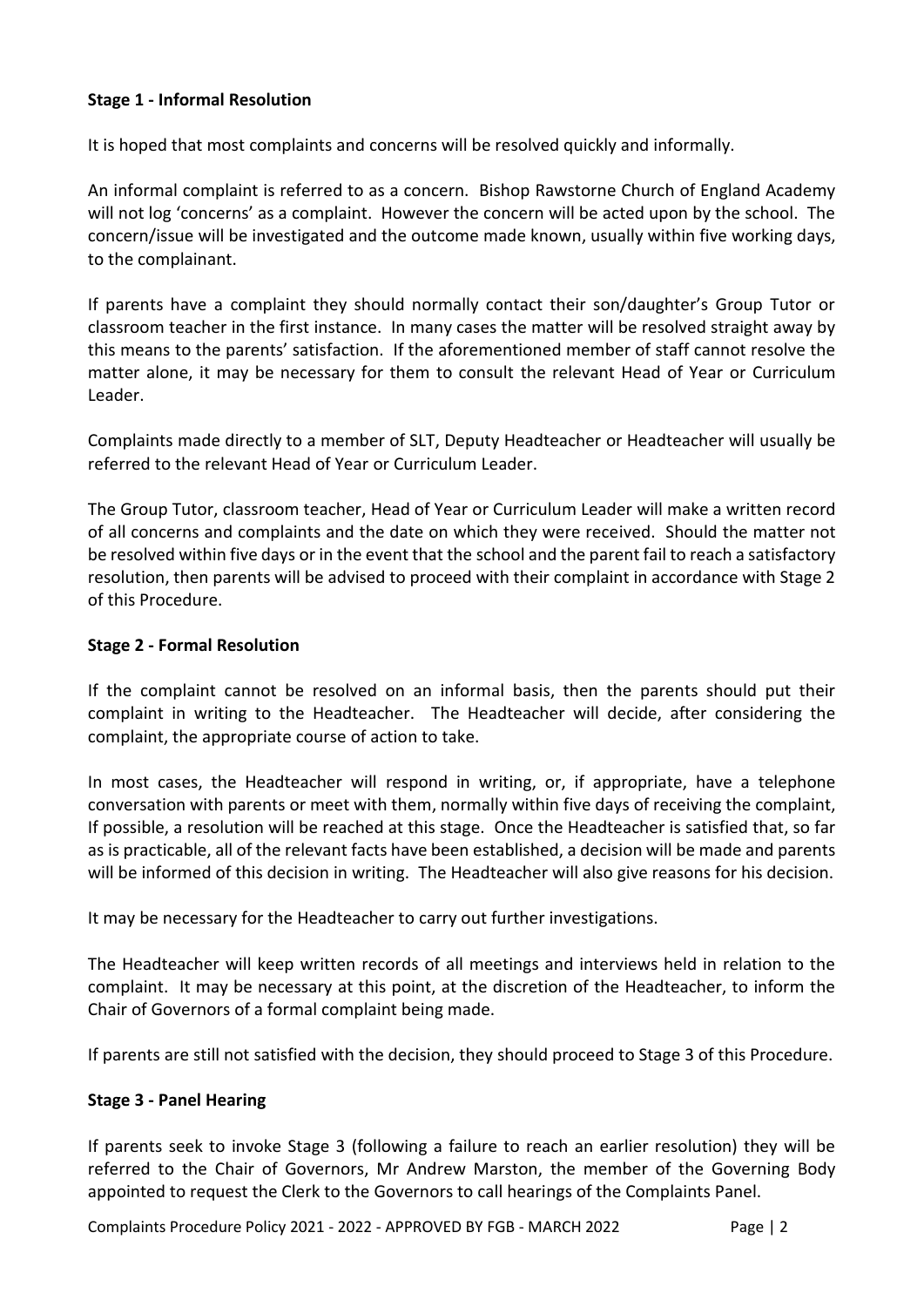**Stage 1 - Informal Resolution**

It is hoped that most complaints and concerns will be resolved quickly and informally.

An informal complaint is referred to as a concern. Bishop Rawstorne Church of England Academy will not log 'concerns' as a complaint. However the concern will be acted upon by the school. The concern/issue will be investigated and the outcome made known, usually within five working days, to the complainant.

If parents have a complaint they should normally contact their son/daughter's Group Tutor or classroom teacher in the first instance. In many cases the matter will be resolved straight away by this means to the parents' satisfaction. If the aforementioned member of staff cannot resolve the matter alone, it may be necessary for them to consult the relevant Head of Year or Curriculum Leader.

Complaints made directly to a member of SLT, Deputy Headteacher or Headteacher will usually be referred to the relevant Head of Year or Curriculum Leader.

The Group Tutor, classroom teacher, Head of Year or Curriculum Leader will make a written record of all concerns and complaints and the date on which they were received. Should the matter not be resolved within five days or in the event that the school and the parent fail to reach a satisfactory resolution, then parents will be advised to proceed with their complaint in accordance with Stage 2 of this Procedure.

**Stage 2 - Formal Resolution**

If the complaint cannot be resolved on an informal basis, then the parents should put their complaint in writing to the Headteacher. The Headteacher will decide, after considering the complaint, the appropriate course of action to take.

In most cases, the Headteacher will respond in writing, or, if appropriate, have a telephone conversation with parents or meet with them, normally within five days of receiving the complaint, If possible, a resolution will be reached at this stage. Once the Headteacher is satisfied that, so far as is practicable, all of the relevant facts have been established, a decision will be made and parents will be informed of this decision in writing. The Headteacher will also give reasons for his decision.

It may be necessary for the Headteacher to carry out further investigations.

The Headteacher will keep written records of all meetings and interviews held in relation to the complaint. It may be necessary at this point, at the discretion of the Headteacher, to inform the Chair of Governors of a formal complaint being made.

If parents are still not satisfied with the decision, they should proceed to Stage 3 of this Procedure.

**Stage 3 - Panel Hearing**

If parents seek to invoke Stage 3 (following a failure to reach an earlier resolution) they will be referred to the Chair of Governors, Mr Andrew Marston, the member of the Governing Body appointed to request the Clerk to the Governors to call hearings of the Complaints Panel.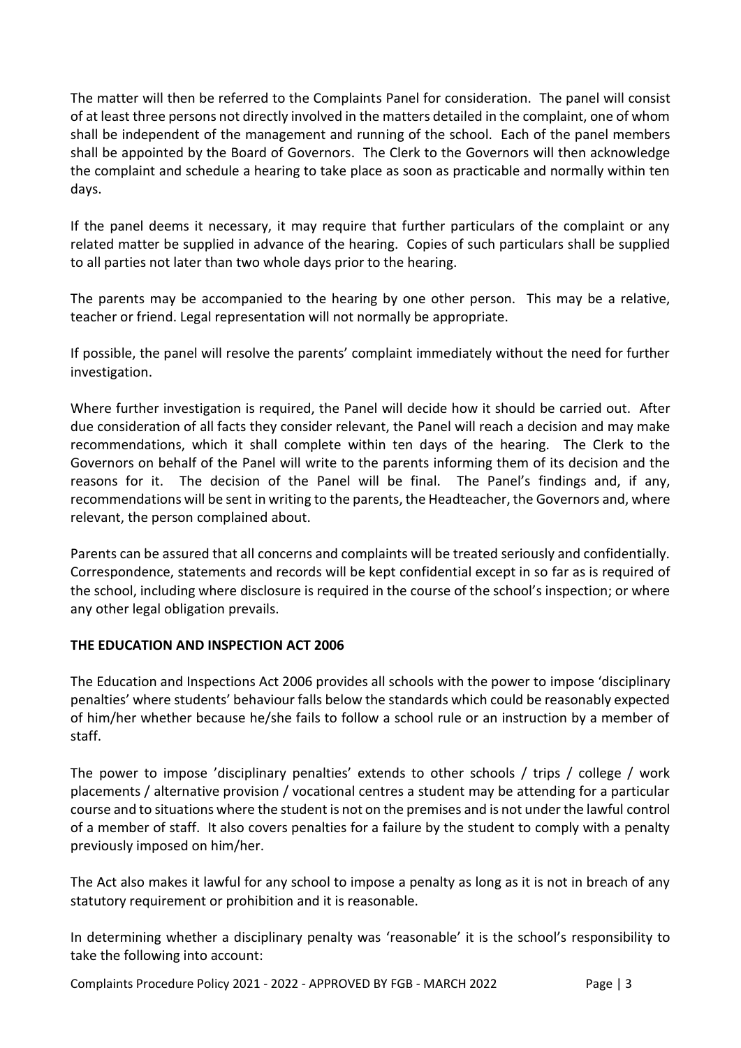The matter will then be referred to the Complaints Panel for consideration. The panel will consist of at least three persons not directly involved in the matters detailed in the complaint, one of whom shall be independent of the management and running of the school. Each of the panel members shall be appointed by the Board of Governors. The Clerk to the Governors will then acknowledge the complaint and schedule a hearing to take place as soon as practicable and normally within ten days.

If the panel deems it necessary, it may require that further particulars of the complaint or any related matter be supplied in advance of the hearing. Copies of such particulars shall be supplied to all parties not later than two whole days prior to the hearing.

The parents may be accompanied to the hearing by one other person. This may be a relative, teacher or friend. Legal representation will not normally be appropriate.

If possible, the panel will resolve the parents' complaint immediately without the need for further investigation.

Where further investigation is required, the Panel will decide how it should be carried out. After due consideration of all facts they consider relevant, the Panel will reach a decision and may make recommendations, which it shall complete within ten days of the hearing. The Clerk to the Governors on behalf of the Panel will write to the parents informing them of its decision and the reasons for it. The decision of the Panel will be final. The Panel's findings and, if any, recommendations will be sent in writing to the parents, the Headteacher, the Governors and, where relevant, the person complained about.

Parents can be assured that all concerns and complaints will be treated seriously and confidentially. Correspondence, statements and records will be kept confidential except in so far as is required of the school, including where disclosure is required in the course of the school's inspection; or where any other legal obligation prevails.

**THE EDUCATION AND INSPECTION ACT 2006**

The Education and Inspections Act 2006 provides all schools with the power to impose 'disciplinary penalties' where students' behaviour falls below the standards which could be reasonably expected of him/her whether because he/she fails to follow a school rule or an instruction by a member of staff.

The power to impose 'disciplinary penalties' extends to other schools / trips / college / work placements / alternative provision / vocational centres a student may be attending for a particular course and to situations where the student is not on the premises and is not under the lawful control of a member of staff. It also covers penalties for a failure by the student to comply with a penalty previously imposed on him/her.

The Act also makes it lawful for any school to impose a penalty as long as it is not in breach of any statutory requirement or prohibition and it is reasonable.

In determining whether a disciplinary penalty was 'reasonable' it is the school's responsibility to take the following into account: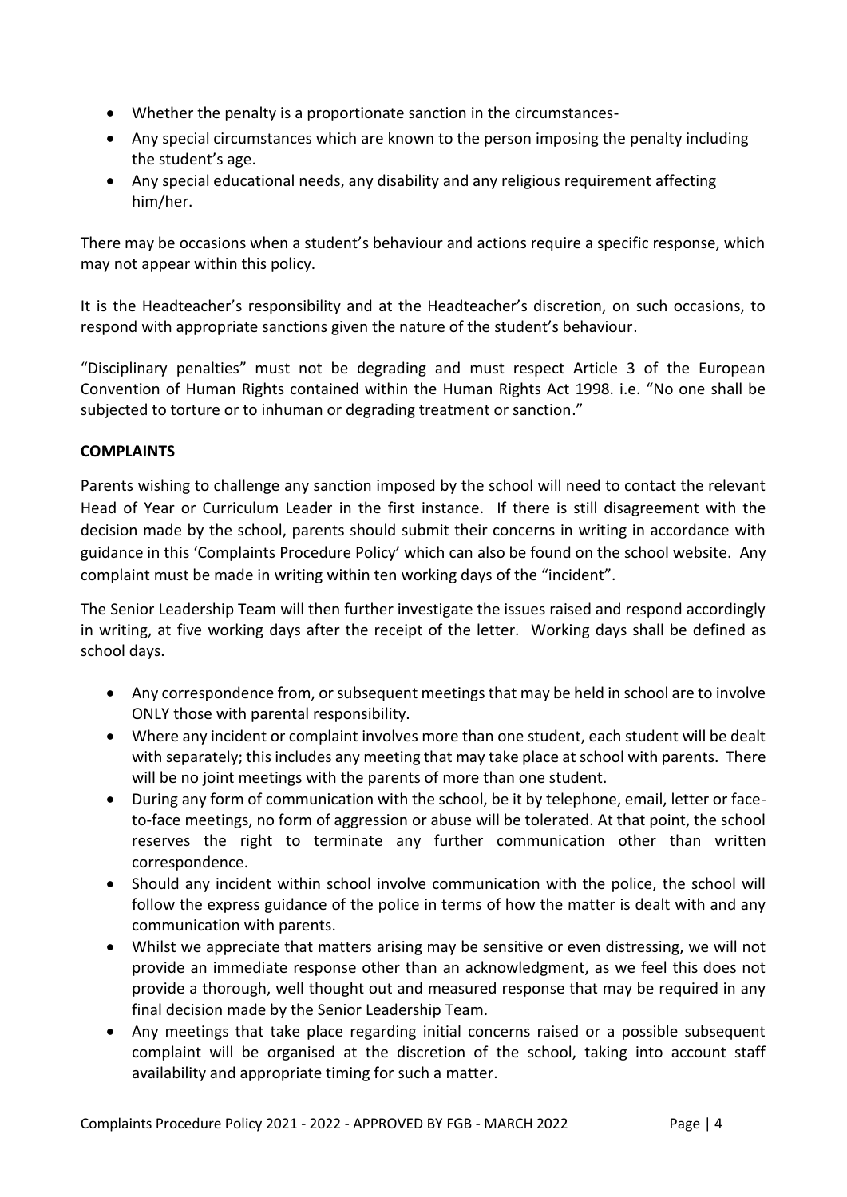- Whether the penalty is a proportionate sanction in the circumstances-
- Any special circumstances which are known to the person imposing the penalty including the student's age.
- Any special educational needs, any disability and any religious requirement affecting him/her.

There may be occasions when a student's behaviour and actions require a specific response, which may not appear within this policy.

It is the Headteacher's responsibility and at the Headteacher's discretion, on such occasions, to respond with appropriate sanctions given the nature of the student's behaviour.

"Disciplinary penalties" must not be degrading and must respect Article 3 of the European Convention of Human Rights contained within the Human Rights Act 1998. i.e. "No one shall be subjected to torture or to inhuman or degrading treatment or sanction."

**COMPLAINTS**

Parents wishing to challenge any sanction imposed by the school will need to contact the relevant Head of Year or Curriculum Leader in the first instance. If there is still disagreement with the decision made by the school, parents should submit their concerns in writing in accordance with guidance in this 'Complaints Procedure Policy' which can also be found on the school website. Any complaint must be made in writing within ten working days of the "incident".

The Senior Leadership Team will then further investigate the issues raised and respond accordingly in writing, at five working days after the receipt of the letter. Working days shall be defined as school days.

- Any correspondence from, or subsequent meetings that may be held in school are to involve ONLY those with parental responsibility.
- Where any incident or complaint involves more than one student, each student will be dealt with separately; this includes any meeting that may take place at school with parents. There will be no joint meetings with the parents of more than one student.
- During any form of communication with the school, be it by telephone, email, letter or face-to-face meetings, no form of aggression or abuse will be tolerated. At that point, the school reserves the right to terminate any further communication other than written correspondence.
- Should any incident within school involve communication with the police, the school will follow the express guidance of the police in terms of how the matter is dealt with and any communication with parents.
- Whilst we appreciate that matters arising may be sensitive or even distressing, we will not provide an immediate response other than an acknowledgment, as we feel this does not provide a thorough, well thought out and measured response that may be required in any final decision made by the Senior Leadership Team.
- Any meetings that take place regarding initial concerns raised or a possible subsequent complaint will be organised at the discretion of the school, taking into account staff availability and appropriate timing for such a matter.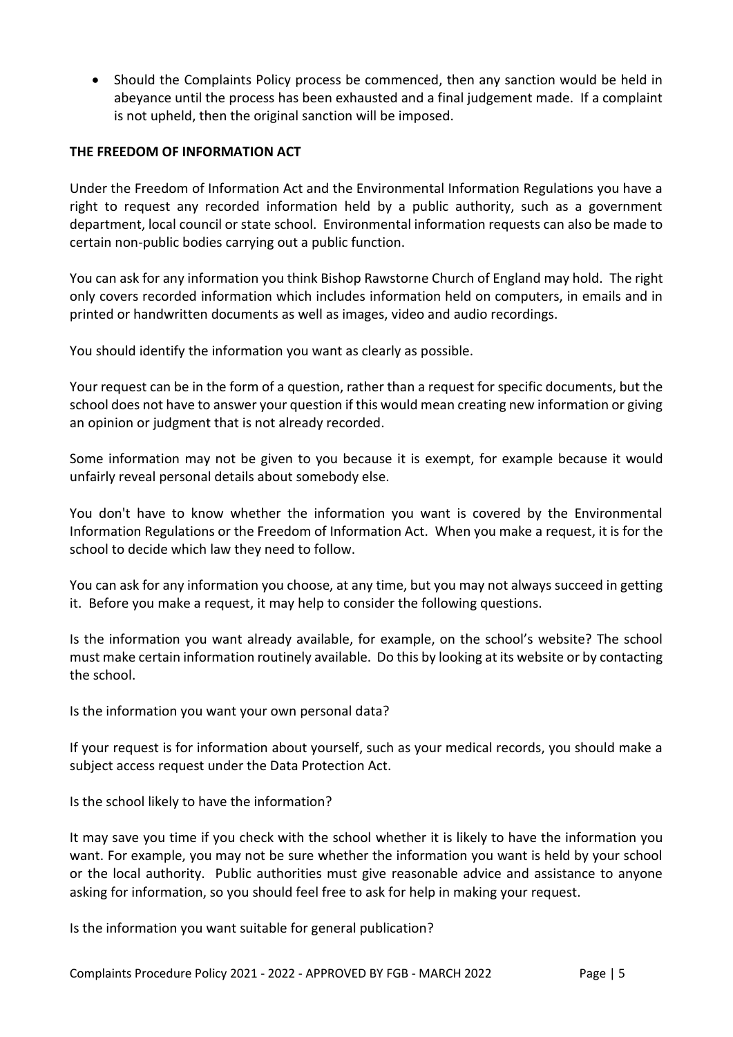- Should the Complaints Policy process be commenced, then any sanction would be held in abeyance until the process has been exhausted and a final judgement made. If a complaint is not upheld, then the original sanction will be imposed.

**THE FREEDOM OF INFORMATION ACT**

Under the Freedom of Information Act and the Environmental Information Regulations you have a right to request any recorded information held by a public authority, such as a government department, local council or state school. Environmental information requests can also be made to certain non-public bodies carrying out a public function.

You can ask for any information you think Bishop Rawstorne Church of England may hold. The right only covers recorded information which includes information held on computers, in emails and in printed or handwritten documents as well as images, video and audio recordings.

You should identify the information you want as clearly as possible.

Your request can be in the form of a question, rather than a request for specific documents, but the school does not have to answer your question if this would mean creating new information or giving an opinion or judgment that is not already recorded.

Some information may not be given to you because it is exempt, for example because it would unfairly reveal personal details about somebody else.

You don't have to know whether the information you want is covered by the Environmental Information Regulations or the Freedom of Information Act. When you make a request, it is for the school to decide which law they need to follow.

You can ask for any information you choose, at any time, but you may not always succeed in getting it. Before you make a request, it may help to consider the following questions.

Is the information you want already available, for example, on the school's website? The school must make certain information routinely available. Do this by looking at its website or by contacting the school.

Is the information you want your own personal data?

If your request is for information about yourself, such as your medical records, you should make a subject access request under the Data Protection Act.

Is the school likely to have the information?

It may save you time if you check with the school whether it is likely to have the information you want. For example, you may not be sure whether the information you want is held by your school or the local authority. Public authorities must give reasonable advice and assistance to anyone asking for information, so you should feel free to ask for help in making your request.

Is the information you want suitable for general publication?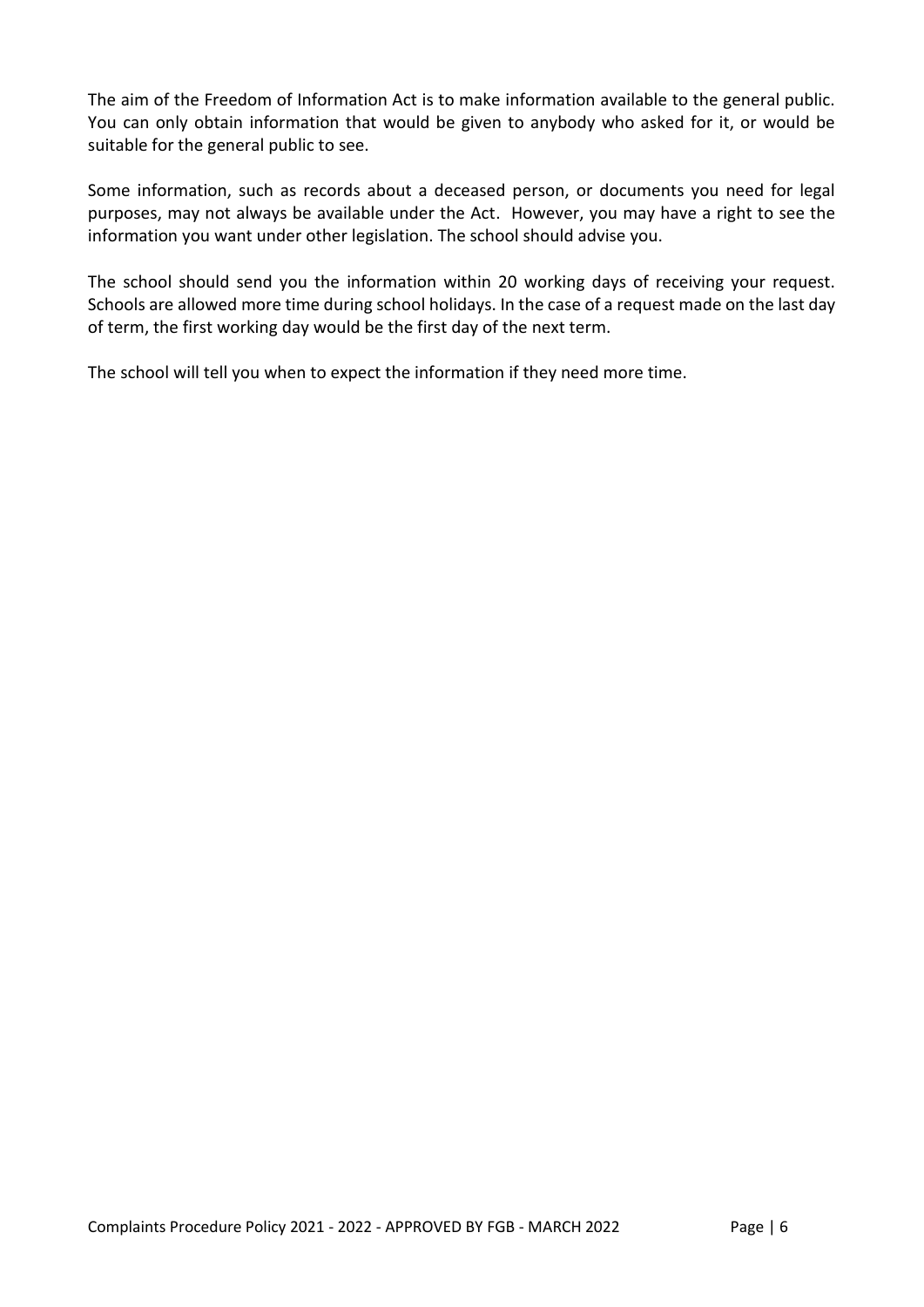The aim of the Freedom of Information Act is to make information available to the general public. You can only obtain information that would be given to anybody who asked for it, or would be suitable for the general public to see.

Some information, such as records about a deceased person, or documents you need for legal purposes, may not always be available under the Act. However, you may have a right to see the information you want under other legislation. The school should advise you.

The school should send you the information within 20 working days of receiving your request. Schools are allowed more time during school holidays. In the case of a request made on the last day of term, the first working day would be the first day of the next term.

The school will tell you when to expect the information if they need more time.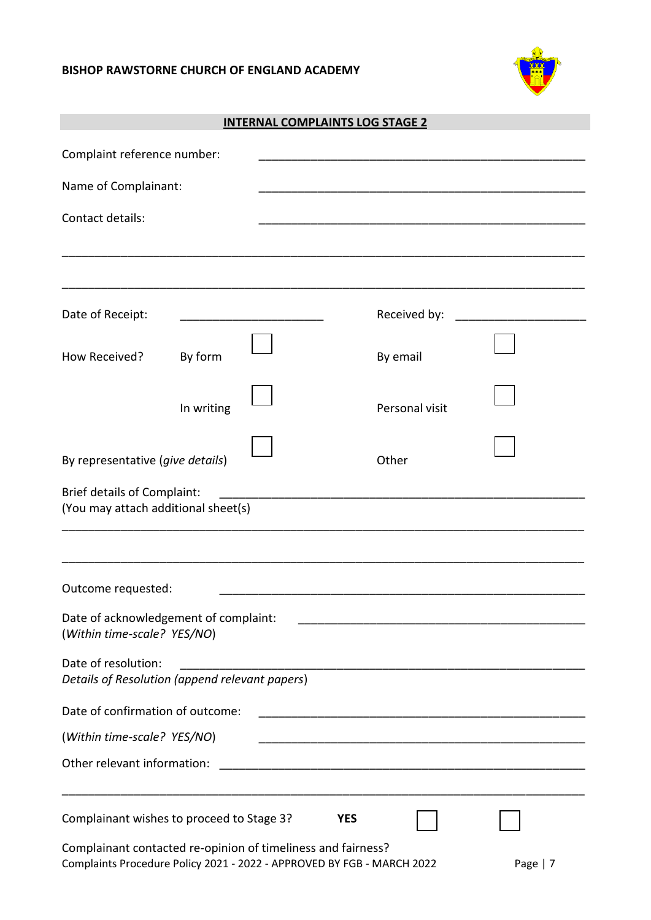**BISHOP RAWSTORNE CHURCH OF ENGLAND ACADEMY**

## INTERNAL COMPLAINTS LOG STAGE 2

Complaint reference number: ______________________________

Name of Complainant: ______________________________

Contact details: ______________________________

______________________________

______________________________

Date of Receipt: ____________________ Received by: ____________________

How Received? By form ☐ By email ☐

In writing ☐ Personal visit ☐

By representative (*give details*) ☐ Other ☐

Brief details of Complaint: ______________________________
(You may attach additional sheet(s)

______________________________

______________________________

Outcome requested: ______________________________

Date of acknowledgement of complaint: ______________________________
(*Within time-scale? YES/NO*)

Date of resolution: ______________________________
*Details of Resolution (append relevant papers*)

Date of confirmation of outcome: ______________________________

(*Within time-scale? YES/NO*) ______________________________

Other relevant information: ______________________________

______________________________

Complainant wishes to proceed to Stage 3? **YES** ☐ ☐

Complainant contacted re-opinion of timeliness and fairness?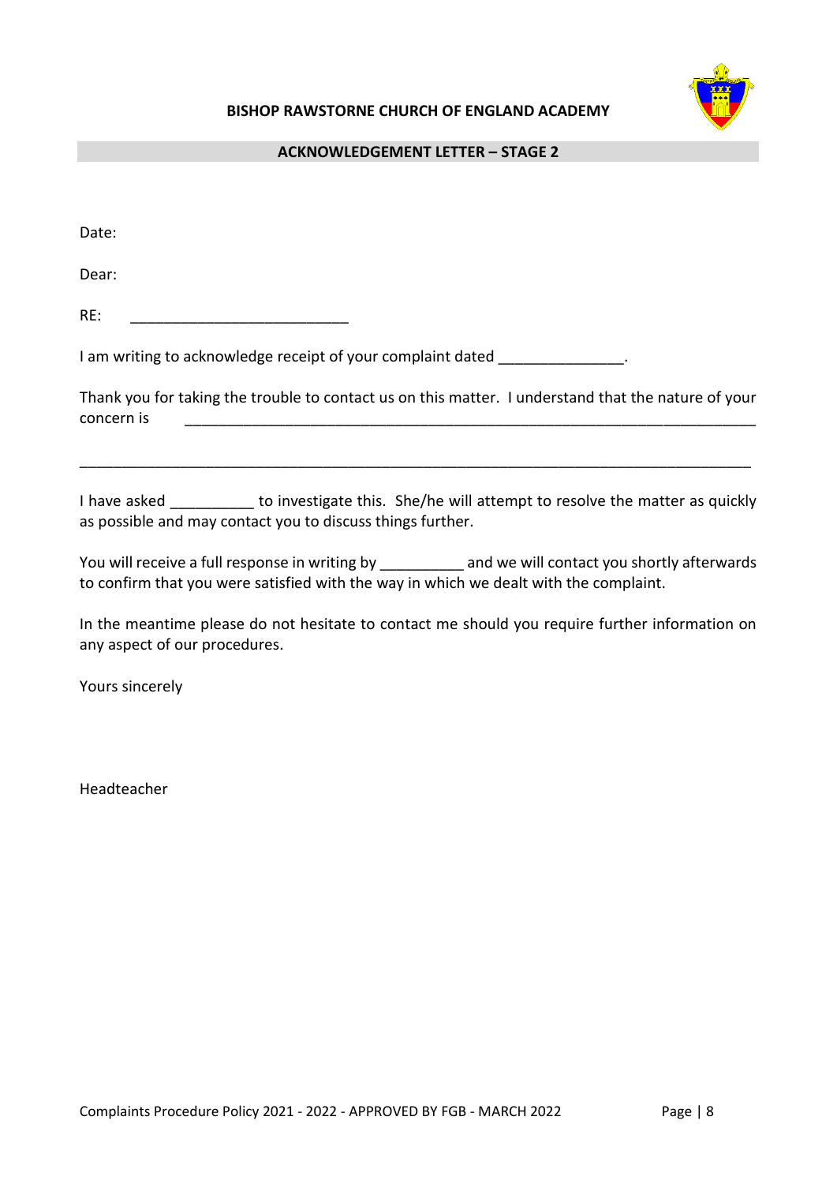**BISHOP RAWSTORNE CHURCH OF ENGLAND ACADEMY**

## ACKNOWLEDGEMENT LETTER – STAGE 2

Date:

Dear:

RE: __________________________

I am writing to acknowledge receipt of your complaint dated _______________.

Thank you for taking the trouble to contact us on this matter. I understand that the nature of your concern is ______________________________________________________________________

________________________________________________________________________________

I have asked __________ to investigate this. She/he will attempt to resolve the matter as quickly as possible and may contact you to discuss things further.

You will receive a full response in writing by __________ and we will contact you shortly afterwards to confirm that you were satisfied with the way in which we dealt with the complaint.

In the meantime please do not hesitate to contact me should you require further information on any aspect of our procedures.

Yours sincerely

Headteacher